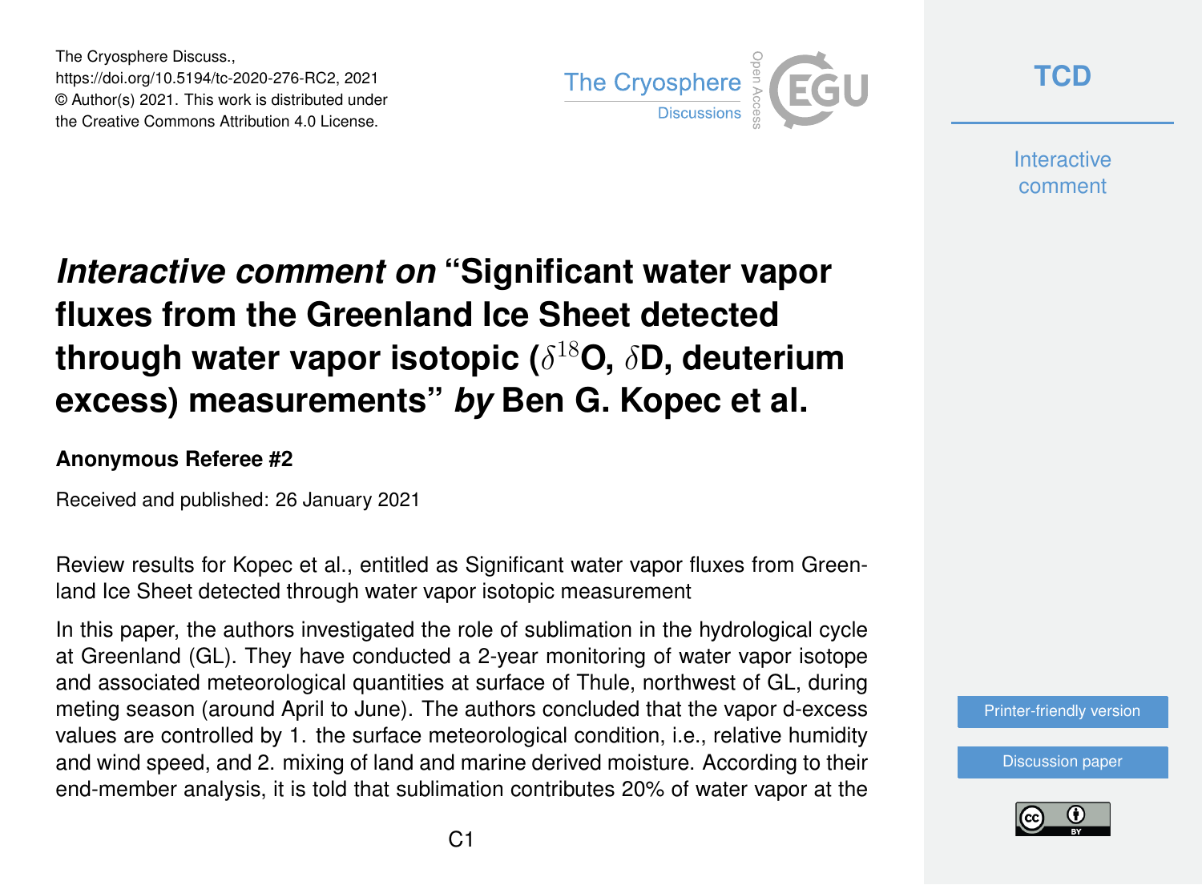# *Interactive comment on* "Significant water vapor fluxes from the Greenland Ice Sheet detected through water vapor isotopic ($\delta^{18}$O, $\delta$D, deuterium excess) measurements" *by* Ben G. Kopec et al.

**Anonymous Referee #2**

Received and published: 26 January 2021

Review results for Kopec et al., entitled as Significant water vapor fluxes from Greenland Ice Sheet detected through water vapor isotopic measurement

In this paper, the authors investigated the role of sublimation in the hydrological cycle at Greenland (GL). They have conducted a 2-year monitoring of water vapor isotope and associated meteorological quantities at surface of Thule, northwest of GL, during meting season (around April to June). The authors concluded that the vapor d-excess values are controlled by 1. the surface meteorological condition, i.e., relative humidity and wind speed, and 2. mixing of land and marine derived moisture. According to their end-member analysis, it is told that sublimation contributes 20% of water vapor at the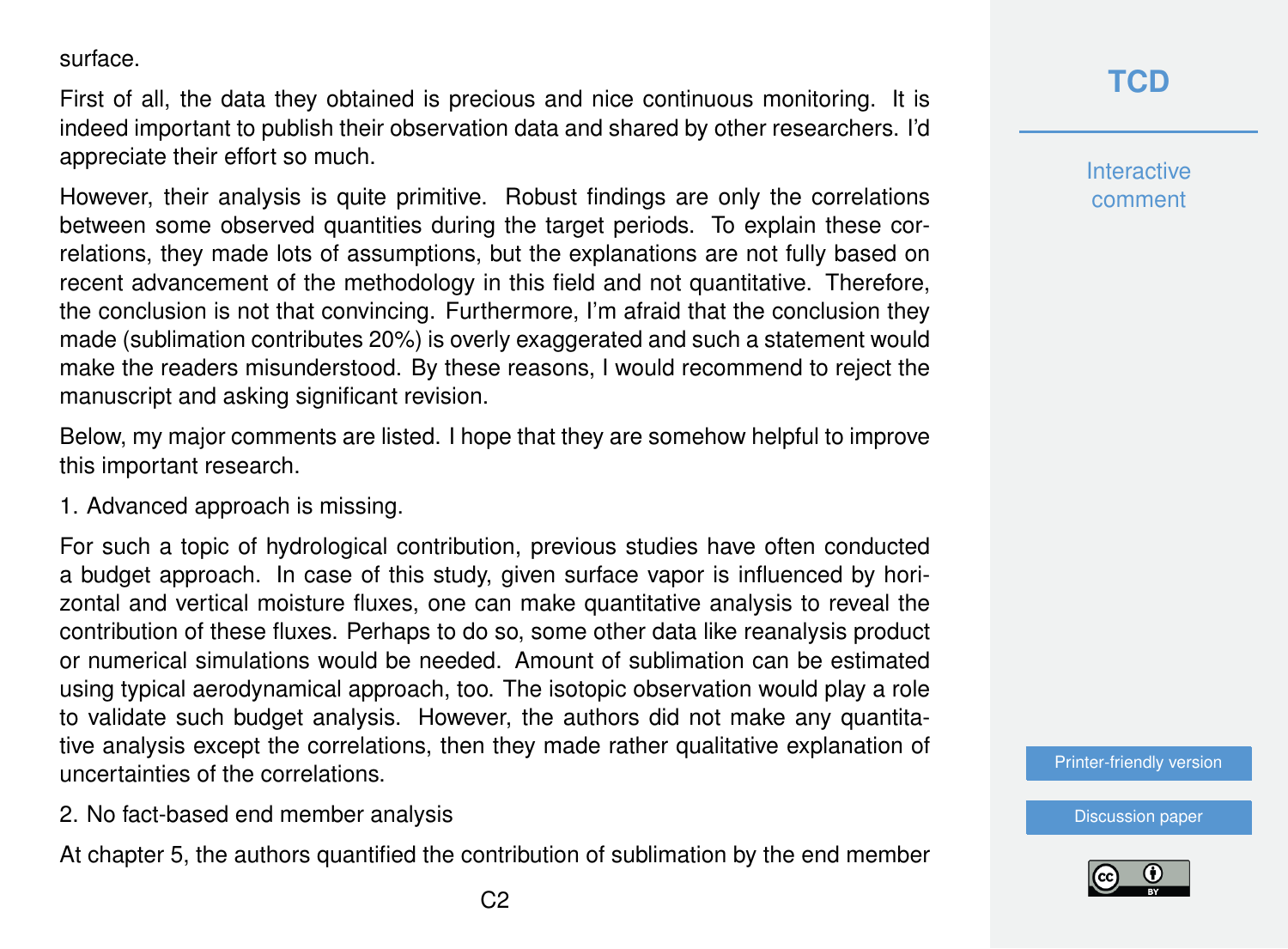surface.

First of all, the data they obtained is precious and nice continuous monitoring. It is indeed important to publish their observation data and shared by other researchers. I'd appreciate their effort so much.

However, their analysis is quite primitive. Robust findings are only the correlations between some observed quantities during the target periods. To explain these correlations, they made lots of assumptions, but the explanations are not fully based on recent advancement of the methodology in this field and not quantitative. Therefore, the conclusion is not that convincing. Furthermore, I'm afraid that the conclusion they made (sublimation contributes 20%) is overly exaggerated and such a statement would make the readers misunderstood. By these reasons, I would recommend to reject the manuscript and asking significant revision.

Below, my major comments are listed. I hope that they are somehow helpful to improve this important research.

1. Advanced approach is missing.

For such a topic of hydrological contribution, previous studies have often conducted a budget approach. In case of this study, given surface vapor is influenced by horizontal and vertical moisture fluxes, one can make quantitative analysis to reveal the contribution of these fluxes. Perhaps to do so, some other data like reanalysis product or numerical simulations would be needed. Amount of sublimation can be estimated using typical aerodynamical approach, too. The isotopic observation would play a role to validate such budget analysis. However, the authors did not make any quantitative analysis except the correlations, then they made rather qualitative explanation of uncertainties of the correlations.

2. No fact-based end member analysis

At chapter 5, the authors quantified the contribution of sublimation by the end member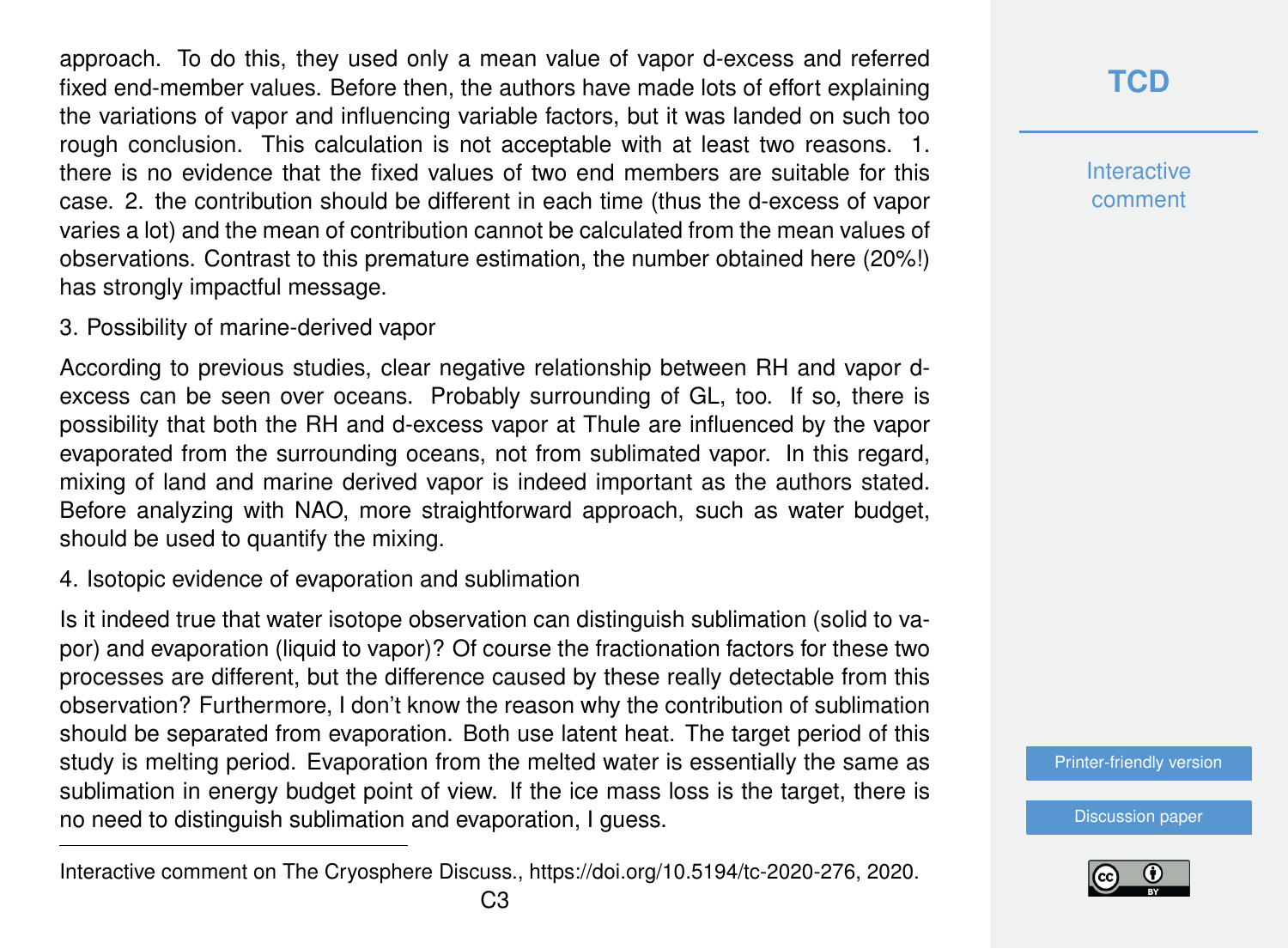approach. To do this, they used only a mean value of vapor d-excess and referred fixed end-member values. Before then, the authors have made lots of effort explaining the variations of vapor and influencing variable factors, but it was landed on such too rough conclusion. This calculation is not acceptable with at least two reasons. 1. there is no evidence that the fixed values of two end members are suitable for this case. 2. the contribution should be different in each time (thus the d-excess of vapor varies a lot) and the mean of contribution cannot be calculated from the mean values of observations. Contrast to this premature estimation, the number obtained here (20%!) has strongly impactful message.

3. Possibility of marine-derived vapor

According to previous studies, clear negative relationship between RH and vapor d-excess can be seen over oceans. Probably surrounding of GL, too. If so, there is possibility that both the RH and d-excess vapor at Thule are influenced by the vapor evaporated from the surrounding oceans, not from sublimated vapor. In this regard, mixing of land and marine derived vapor is indeed important as the authors stated. Before analyzing with NAO, more straightforward approach, such as water budget, should be used to quantify the mixing.

4. Isotopic evidence of evaporation and sublimation

Is it indeed true that water isotope observation can distinguish sublimation (solid to vapor) and evaporation (liquid to vapor)? Of course the fractionation factors for these two processes are different, but the difference caused by these really detectable from this observation? Furthermore, I don't know the reason why the contribution of sublimation should be separated from evaporation. Both use latent heat. The target period of this study is melting period. Evaporation from the melted water is essentially the same as sublimation in energy budget point of view. If the ice mass loss is the target, there is no need to distinguish sublimation and evaporation, I guess.

---

Interactive comment on The Cryosphere Discuss., https://doi.org/10.5194/tc-2020-276, 2020.